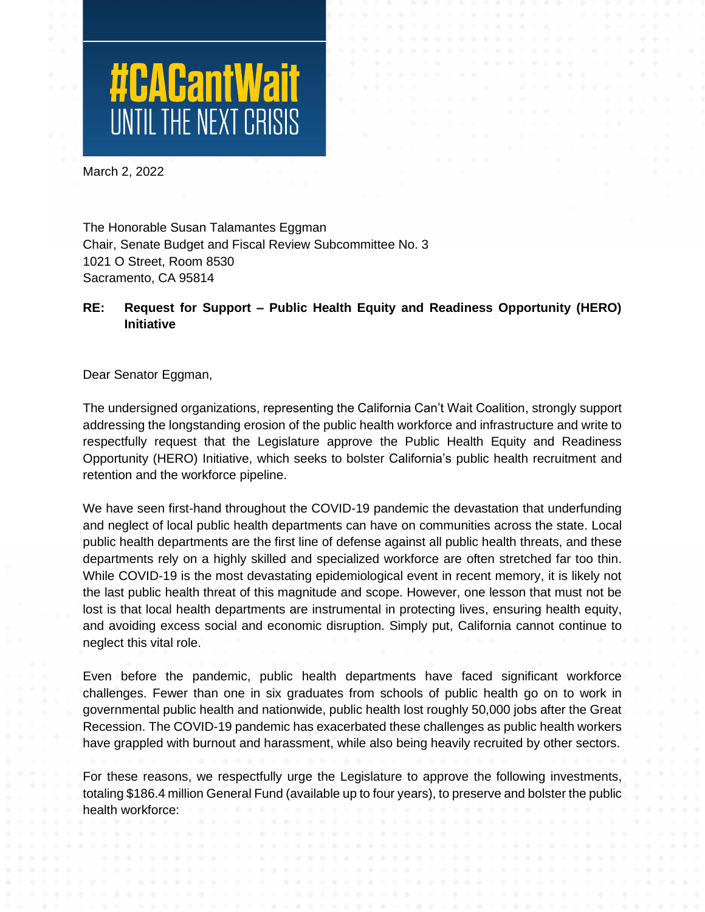# #CACantWait UNTIL THE NEXT CRISIS

March 2, 2022

The Honorable Susan Talamantes Eggman
Chair, Senate Budget and Fiscal Review Subcommittee No. 3
1021 O Street, Room 8530
Sacramento, CA 95814

**RE: Request for Support – Public Health Equity and Readiness Opportunity (HERO) Initiative**

Dear Senator Eggman,

The undersigned organizations, representing the California Can't Wait Coalition, strongly support addressing the longstanding erosion of the public health workforce and infrastructure and write to respectfully request that the Legislature approve the Public Health Equity and Readiness Opportunity (HERO) Initiative, which seeks to bolster California's public health recruitment and retention and the workforce pipeline.

We have seen first-hand throughout the COVID-19 pandemic the devastation that underfunding and neglect of local public health departments can have on communities across the state. Local public health departments are the first line of defense against all public health threats, and these departments rely on a highly skilled and specialized workforce are often stretched far too thin. While COVID-19 is the most devastating epidemiological event in recent memory, it is likely not the last public health threat of this magnitude and scope. However, one lesson that must not be lost is that local health departments are instrumental in protecting lives, ensuring health equity, and avoiding excess social and economic disruption. Simply put, California cannot continue to neglect this vital role.

Even before the pandemic, public health departments have faced significant workforce challenges. Fewer than one in six graduates from schools of public health go on to work in governmental public health and nationwide, public health lost roughly 50,000 jobs after the Great Recession. The COVID-19 pandemic has exacerbated these challenges as public health workers have grappled with burnout and harassment, while also being heavily recruited by other sectors.

For these reasons, we respectfully urge the Legislature to approve the following investments, totaling $186.4 million General Fund (available up to four years), to preserve and bolster the public health workforce: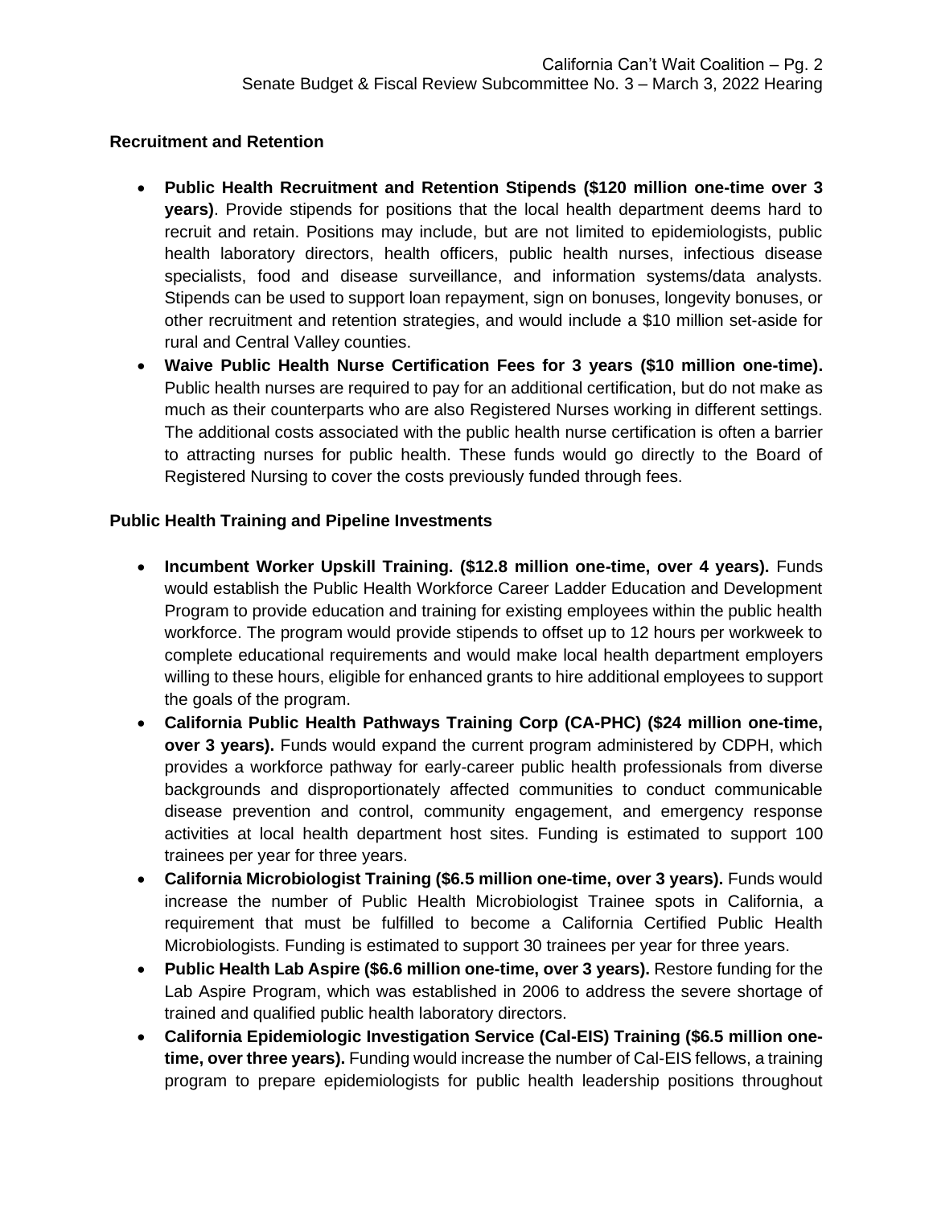**Recruitment and Retention**

- **Public Health Recruitment and Retention Stipends ($120 million one-time over 3 years)**. Provide stipends for positions that the local health department deems hard to recruit and retain. Positions may include, but are not limited to epidemiologists, public health laboratory directors, health officers, public health nurses, infectious disease specialists, food and disease surveillance, and information systems/data analysts. Stipends can be used to support loan repayment, sign on bonuses, longevity bonuses, or other recruitment and retention strategies, and would include a $10 million set-aside for rural and Central Valley counties.
- **Waive Public Health Nurse Certification Fees for 3 years ($10 million one-time).** Public health nurses are required to pay for an additional certification, but do not make as much as their counterparts who are also Registered Nurses working in different settings. The additional costs associated with the public health nurse certification is often a barrier to attracting nurses for public health. These funds would go directly to the Board of Registered Nursing to cover the costs previously funded through fees.

**Public Health Training and Pipeline Investments**

- **Incumbent Worker Upskill Training. ($12.8 million one-time, over 4 years).** Funds would establish the Public Health Workforce Career Ladder Education and Development Program to provide education and training for existing employees within the public health workforce. The program would provide stipends to offset up to 12 hours per workweek to complete educational requirements and would make local health department employers willing to these hours, eligible for enhanced grants to hire additional employees to support the goals of the program.
- **California Public Health Pathways Training Corp (CA-PHC) ($24 million one-time, over 3 years).** Funds would expand the current program administered by CDPH, which provides a workforce pathway for early-career public health professionals from diverse backgrounds and disproportionately affected communities to conduct communicable disease prevention and control, community engagement, and emergency response activities at local health department host sites. Funding is estimated to support 100 trainees per year for three years.
- **California Microbiologist Training ($6.5 million one-time, over 3 years).** Funds would increase the number of Public Health Microbiologist Trainee spots in California, a requirement that must be fulfilled to become a California Certified Public Health Microbiologists. Funding is estimated to support 30 trainees per year for three years.
- **Public Health Lab Aspire ($6.6 million one-time, over 3 years).** Restore funding for the Lab Aspire Program, which was established in 2006 to address the severe shortage of trained and qualified public health laboratory directors.
- **California Epidemiologic Investigation Service (Cal-EIS) Training ($6.5 million one-time, over three years).** Funding would increase the number of Cal-EIS fellows, a training program to prepare epidemiologists for public health leadership positions throughout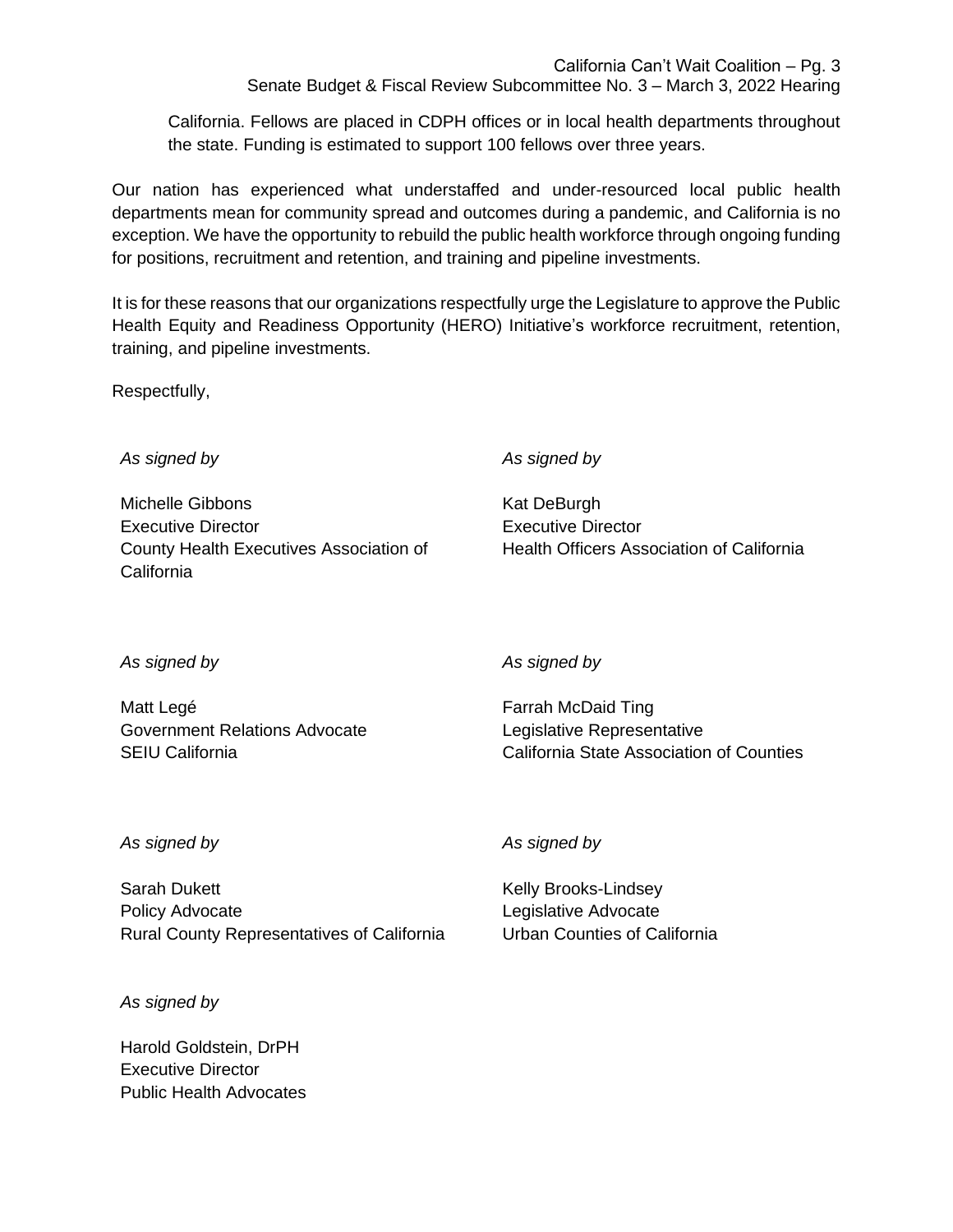California. Fellows are placed in CDPH offices or in local health departments throughout the state. Funding is estimated to support 100 fellows over three years.

Our nation has experienced what understaffed and under-resourced local public health departments mean for community spread and outcomes during a pandemic, and California is no exception. We have the opportunity to rebuild the public health workforce through ongoing funding for positions, recruitment and retention, and training and pipeline investments.

It is for these reasons that our organizations respectfully urge the Legislature to approve the Public Health Equity and Readiness Opportunity (HERO) Initiative's workforce recruitment, retention, training, and pipeline investments.

Respectfully,

*As signed by*

Michelle Gibbons
Executive Director
County Health Executives Association of California

*As signed by*

Kat DeBurgh
Executive Director
Health Officers Association of California

*As signed by*

Matt Legé
Government Relations Advocate
SEIU California

*As signed by*

Farrah McDaid Ting
Legislative Representative
California State Association of Counties

*As signed by*

Sarah Dukett
Policy Advocate
Rural County Representatives of California

*As signed by*

Kelly Brooks-Lindsey
Legislative Advocate
Urban Counties of California

*As signed by*

Harold Goldstein, DrPH
Executive Director
Public Health Advocates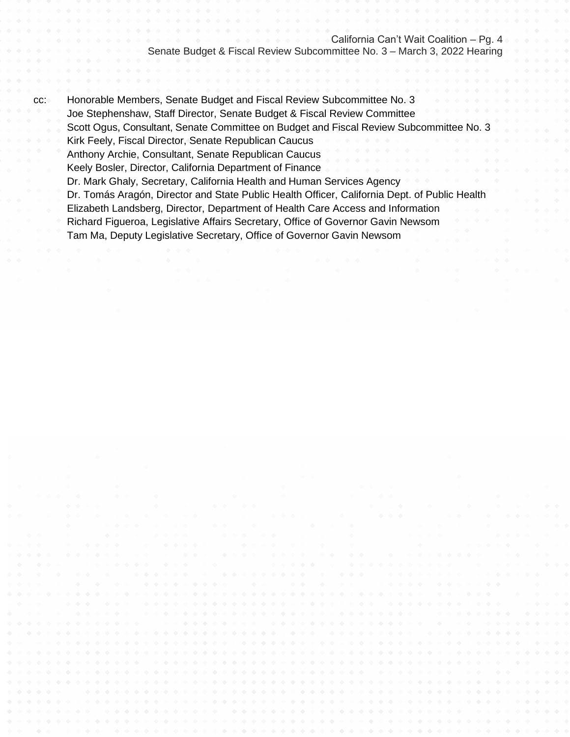cc: Honorable Members, Senate Budget and Fiscal Review Subcommittee No. 3
Joe Stephenshaw, Staff Director, Senate Budget & Fiscal Review Committee
Scott Ogus, Consultant, Senate Committee on Budget and Fiscal Review Subcommittee No. 3
Kirk Feely, Fiscal Director, Senate Republican Caucus
Anthony Archie, Consultant, Senate Republican Caucus
Keely Bosler, Director, California Department of Finance
Dr. Mark Ghaly, Secretary, California Health and Human Services Agency
Dr. Tomás Aragón, Director and State Public Health Officer, California Dept. of Public Health
Elizabeth Landsberg, Director, Department of Health Care Access and Information
Richard Figueroa, Legislative Affairs Secretary, Office of Governor Gavin Newsom
Tam Ma, Deputy Legislative Secretary, Office of Governor Gavin Newsom